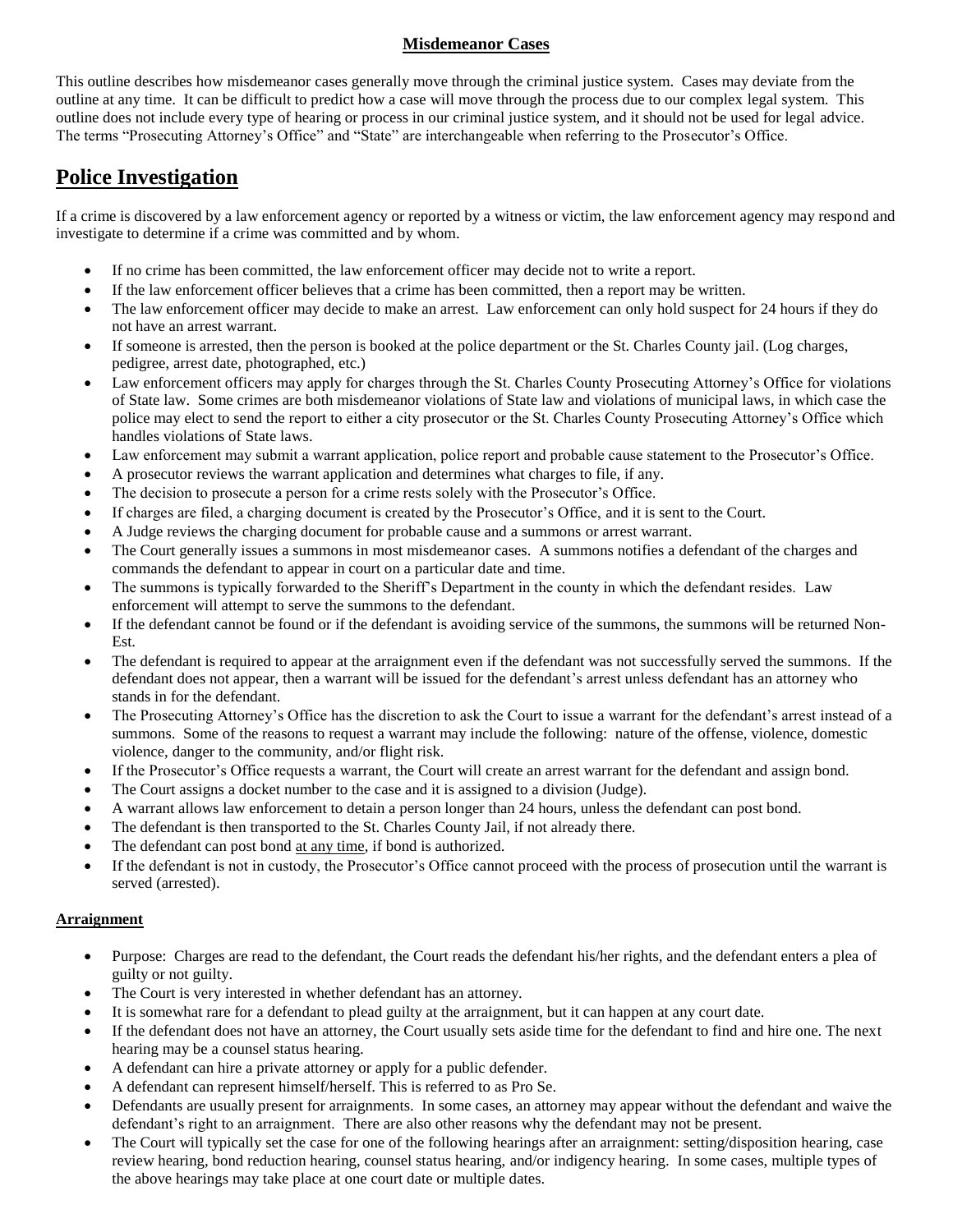# Misdemeanor Cases

This outline describes how misdemeanor cases generally move through the criminal justice system. Cases may deviate from the outline at any time. It can be difficult to predict how a case will move through the process due to our complex legal system. This outline does not include every type of hearing or process in our criminal justice system, and it should not be used for legal advice. The terms "Prosecuting Attorney's Office" and "State" are interchangeable when referring to the Prosecutor's Office.

## Police Investigation

If a crime is discovered by a law enforcement agency or reported by a witness or victim, the law enforcement agency may respond and investigate to determine if a crime was committed and by whom.

- If no crime has been committed, the law enforcement officer may decide not to write a report.
- If the law enforcement officer believes that a crime has been committed, then a report may be written.
- The law enforcement officer may decide to make an arrest. Law enforcement can only hold suspect for 24 hours if they do not have an arrest warrant.
- If someone is arrested, then the person is booked at the police department or the St. Charles County jail. (Log charges, pedigree, arrest date, photographed, etc.)
- Law enforcement officers may apply for charges through the St. Charles County Prosecuting Attorney's Office for violations of State law. Some crimes are both misdemeanor violations of State law and violations of municipal laws, in which case the police may elect to send the report to either a city prosecutor or the St. Charles County Prosecuting Attorney's Office which handles violations of State laws.
- Law enforcement may submit a warrant application, police report and probable cause statement to the Prosecutor's Office.
- A prosecutor reviews the warrant application and determines what charges to file, if any.
- The decision to prosecute a person for a crime rests solely with the Prosecutor's Office.
- If charges are filed, a charging document is created by the Prosecutor's Office, and it is sent to the Court.
- A Judge reviews the charging document for probable cause and a summons or arrest warrant.
- The Court generally issues a summons in most misdemeanor cases. A summons notifies a defendant of the charges and commands the defendant to appear in court on a particular date and time.
- The summons is typically forwarded to the Sheriff's Department in the county in which the defendant resides. Law enforcement will attempt to serve the summons to the defendant.
- If the defendant cannot be found or if the defendant is avoiding service of the summons, the summons will be returned Non-Est.
- The defendant is required to appear at the arraignment even if the defendant was not successfully served the summons. If the defendant does not appear, then a warrant will be issued for the defendant's arrest unless defendant has an attorney who stands in for the defendant.
- The Prosecuting Attorney's Office has the discretion to ask the Court to issue a warrant for the defendant's arrest instead of a summons. Some of the reasons to request a warrant may include the following: nature of the offense, violence, domestic violence, danger to the community, and/or flight risk.
- If the Prosecutor's Office requests a warrant, the Court will create an arrest warrant for the defendant and assign bond.
- The Court assigns a docket number to the case and it is assigned to a division (Judge).
- A warrant allows law enforcement to detain a person longer than 24 hours, unless the defendant can post bond.
- The defendant is then transported to the St. Charles County Jail, if not already there.
- The defendant can post bond at any time, if bond is authorized.
- If the defendant is not in custody, the Prosecutor's Office cannot proceed with the process of prosecution until the warrant is served (arrested).

### Arraignment

- Purpose: Charges are read to the defendant, the Court reads the defendant his/her rights, and the defendant enters a plea of guilty or not guilty.
- The Court is very interested in whether defendant has an attorney.
- It is somewhat rare for a defendant to plead guilty at the arraignment, but it can happen at any court date.
- If the defendant does not have an attorney, the Court usually sets aside time for the defendant to find and hire one. The next hearing may be a counsel status hearing.
- A defendant can hire a private attorney or apply for a public defender.
- A defendant can represent himself/herself. This is referred to as Pro Se.
- Defendants are usually present for arraignments. In some cases, an attorney may appear without the defendant and waive the defendant's right to an arraignment. There are also other reasons why the defendant may not be present.
- The Court will typically set the case for one of the following hearings after an arraignment: setting/disposition hearing, case review hearing, bond reduction hearing, counsel status hearing, and/or indigency hearing. In some cases, multiple types of the above hearings may take place at one court date or multiple dates.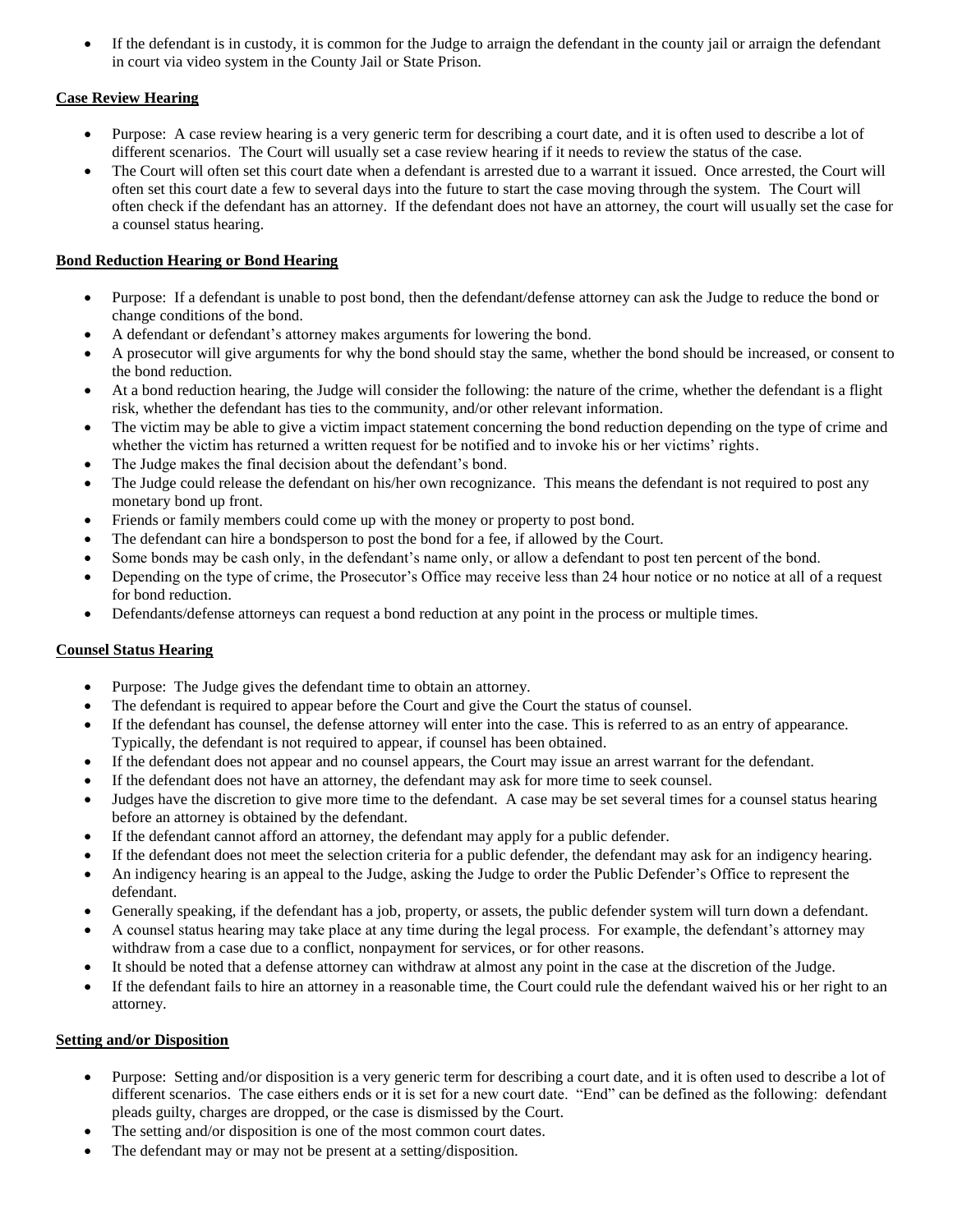- If the defendant is in custody, it is common for the Judge to arraign the defendant in the county jail or arraign the defendant in court via video system in the County Jail or State Prison.

**Case Review Hearing**

- Purpose: A case review hearing is a very generic term for describing a court date, and it is often used to describe a lot of different scenarios. The Court will usually set a case review hearing if it needs to review the status of the case.
- The Court will often set this court date when a defendant is arrested due to a warrant it issued. Once arrested, the Court will often set this court date a few to several days into the future to start the case moving through the system. The Court will often check if the defendant has an attorney. If the defendant does not have an attorney, the court will usually set the case for a counsel status hearing.

**Bond Reduction Hearing or Bond Hearing**

- Purpose: If a defendant is unable to post bond, then the defendant/defense attorney can ask the Judge to reduce the bond or change conditions of the bond.
- A defendant or defendant's attorney makes arguments for lowering the bond.
- A prosecutor will give arguments for why the bond should stay the same, whether the bond should be increased, or consent to the bond reduction.
- At a bond reduction hearing, the Judge will consider the following: the nature of the crime, whether the defendant is a flight risk, whether the defendant has ties to the community, and/or other relevant information.
- The victim may be able to give a victim impact statement concerning the bond reduction depending on the type of crime and whether the victim has returned a written request for be notified and to invoke his or her victims' rights.
- The Judge makes the final decision about the defendant's bond.
- The Judge could release the defendant on his/her own recognizance. This means the defendant is not required to post any monetary bond up front.
- Friends or family members could come up with the money or property to post bond.
- The defendant can hire a bondsperson to post the bond for a fee, if allowed by the Court.
- Some bonds may be cash only, in the defendant's name only, or allow a defendant to post ten percent of the bond.
- Depending on the type of crime, the Prosecutor's Office may receive less than 24 hour notice or no notice at all of a request for bond reduction.
- Defendants/defense attorneys can request a bond reduction at any point in the process or multiple times.

**Counsel Status Hearing**

- Purpose: The Judge gives the defendant time to obtain an attorney.
- The defendant is required to appear before the Court and give the Court the status of counsel.
- If the defendant has counsel, the defense attorney will enter into the case. This is referred to as an entry of appearance. Typically, the defendant is not required to appear, if counsel has been obtained.
- If the defendant does not appear and no counsel appears, the Court may issue an arrest warrant for the defendant.
- If the defendant does not have an attorney, the defendant may ask for more time to seek counsel.
- Judges have the discretion to give more time to the defendant. A case may be set several times for a counsel status hearing before an attorney is obtained by the defendant.
- If the defendant cannot afford an attorney, the defendant may apply for a public defender.
- If the defendant does not meet the selection criteria for a public defender, the defendant may ask for an indigency hearing.
- An indigency hearing is an appeal to the Judge, asking the Judge to order the Public Defender's Office to represent the defendant.
- Generally speaking, if the defendant has a job, property, or assets, the public defender system will turn down a defendant.
- A counsel status hearing may take place at any time during the legal process. For example, the defendant's attorney may withdraw from a case due to a conflict, nonpayment for services, or for other reasons.
- It should be noted that a defense attorney can withdraw at almost any point in the case at the discretion of the Judge.
- If the defendant fails to hire an attorney in a reasonable time, the Court could rule the defendant waived his or her right to an attorney.

**Setting and/or Disposition**

- Purpose: Setting and/or disposition is a very generic term for describing a court date, and it is often used to describe a lot of different scenarios. The case eithers ends or it is set for a new court date. "End" can be defined as the following: defendant pleads guilty, charges are dropped, or the case is dismissed by the Court.
- The setting and/or disposition is one of the most common court dates.
- The defendant may or may not be present at a setting/disposition.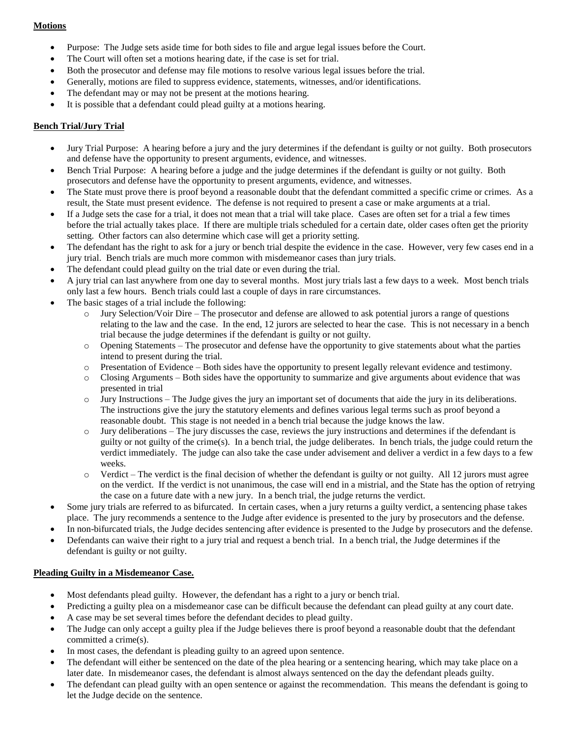**Motions**

- Purpose: The Judge sets aside time for both sides to file and argue legal issues before the Court.
- The Court will often set a motions hearing date, if the case is set for trial.
- Both the prosecutor and defense may file motions to resolve various legal issues before the trial.
- Generally, motions are filed to suppress evidence, statements, witnesses, and/or identifications.
- The defendant may or may not be present at the motions hearing.
- It is possible that a defendant could plead guilty at a motions hearing.

**Bench Trial/Jury Trial**

- Jury Trial Purpose: A hearing before a jury and the jury determines if the defendant is guilty or not guilty. Both prosecutors and defense have the opportunity to present arguments, evidence, and witnesses.
- Bench Trial Purpose: A hearing before a judge and the judge determines if the defendant is guilty or not guilty. Both prosecutors and defense have the opportunity to present arguments, evidence, and witnesses.
- The State must prove there is proof beyond a reasonable doubt that the defendant committed a specific crime or crimes. As a result, the State must present evidence. The defense is not required to present a case or make arguments at a trial.
- If a Judge sets the case for a trial, it does not mean that a trial will take place. Cases are often set for a trial a few times before the trial actually takes place. If there are multiple trials scheduled for a certain date, older cases often get the priority setting. Other factors can also determine which case will get a priority setting.
- The defendant has the right to ask for a jury or bench trial despite the evidence in the case. However, very few cases end in a jury trial. Bench trials are much more common with misdemeanor cases than jury trials.
- The defendant could plead guilty on the trial date or even during the trial.
- A jury trial can last anywhere from one day to several months. Most jury trials last a few days to a week. Most bench trials only last a few hours. Bench trials could last a couple of days in rare circumstances.
- The basic stages of a trial include the following:
  - Jury Selection/Voir Dire – The prosecutor and defense are allowed to ask potential jurors a range of questions relating to the law and the case. In the end, 12 jurors are selected to hear the case. This is not necessary in a bench trial because the judge determines if the defendant is guilty or not guilty.
  - Opening Statements – The prosecutor and defense have the opportunity to give statements about what the parties intend to present during the trial.
  - Presentation of Evidence – Both sides have the opportunity to present legally relevant evidence and testimony.
  - Closing Arguments – Both sides have the opportunity to summarize and give arguments about evidence that was presented in trial
  - Jury Instructions – The Judge gives the jury an important set of documents that aide the jury in its deliberations. The instructions give the jury the statutory elements and defines various legal terms such as proof beyond a reasonable doubt. This stage is not needed in a bench trial because the judge knows the law.
  - Jury deliberations – The jury discusses the case, reviews the jury instructions and determines if the defendant is guilty or not guilty of the crime(s). In a bench trial, the judge deliberates. In bench trials, the judge could return the verdict immediately. The judge can also take the case under advisement and deliver a verdict in a few days to a few weeks.
  - Verdict – The verdict is the final decision of whether the defendant is guilty or not guilty. All 12 jurors must agree on the verdict. If the verdict is not unanimous, the case will end in a mistrial, and the State has the option of retrying the case on a future date with a new jury. In a bench trial, the judge returns the verdict.
- Some jury trials are referred to as bifurcated. In certain cases, when a jury returns a guilty verdict, a sentencing phase takes place. The jury recommends a sentence to the Judge after evidence is presented to the jury by prosecutors and the defense.
- In non-bifurcated trials, the Judge decides sentencing after evidence is presented to the Judge by prosecutors and the defense.
- Defendants can waive their right to a jury trial and request a bench trial. In a bench trial, the Judge determines if the defendant is guilty or not guilty.

**Pleading Guilty in a Misdemeanor Case.**

- Most defendants plead guilty. However, the defendant has a right to a jury or bench trial.
- Predicting a guilty plea on a misdemeanor case can be difficult because the defendant can plead guilty at any court date.
- A case may be set several times before the defendant decides to plead guilty.
- The Judge can only accept a guilty plea if the Judge believes there is proof beyond a reasonable doubt that the defendant committed a crime(s).
- In most cases, the defendant is pleading guilty to an agreed upon sentence.
- The defendant will either be sentenced on the date of the plea hearing or a sentencing hearing, which may take place on a later date. In misdemeanor cases, the defendant is almost always sentenced on the day the defendant pleads guilty.
- The defendant can plead guilty with an open sentence or against the recommendation. This means the defendant is going to let the Judge decide on the sentence.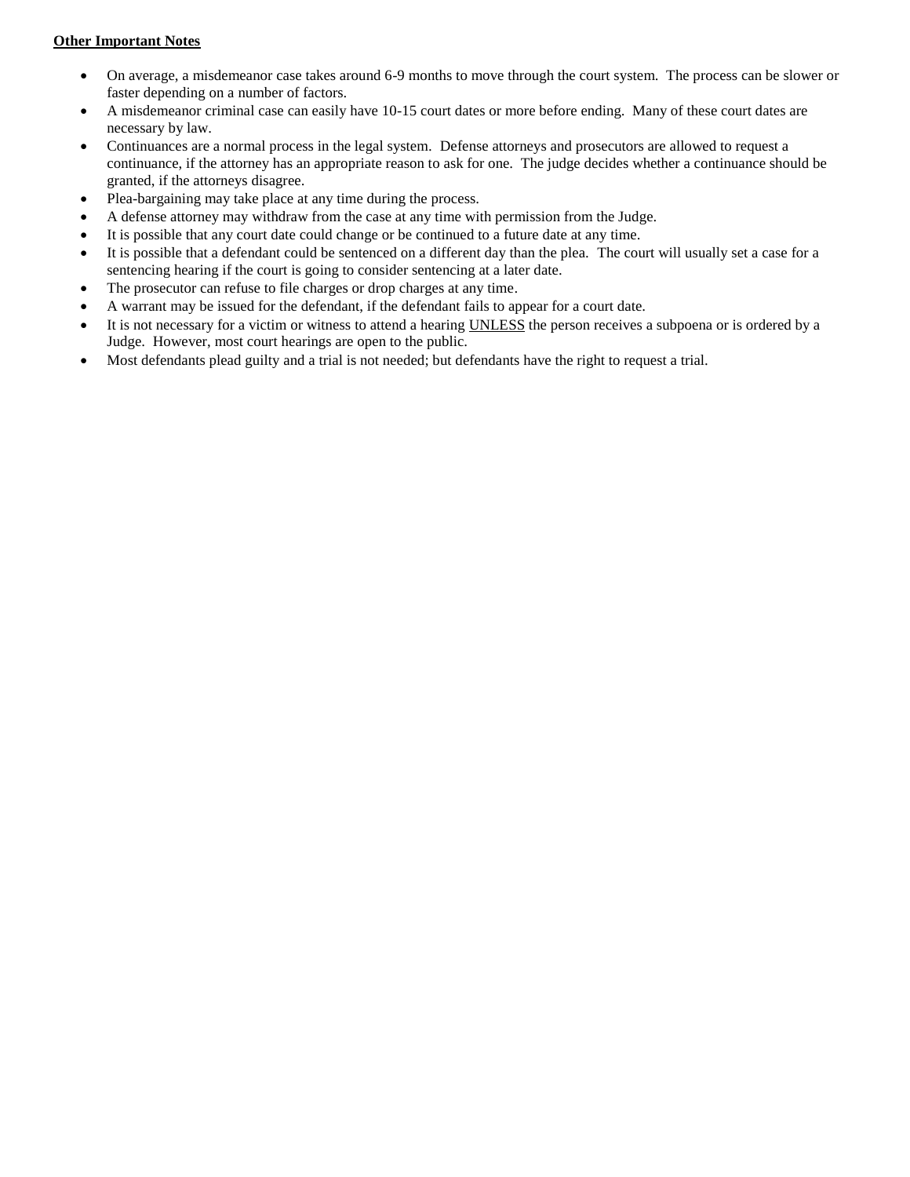**Other Important Notes**

- On average, a misdemeanor case takes around 6-9 months to move through the court system. The process can be slower or faster depending on a number of factors.
- A misdemeanor criminal case can easily have 10-15 court dates or more before ending. Many of these court dates are necessary by law.
- Continuances are a normal process in the legal system. Defense attorneys and prosecutors are allowed to request a continuance, if the attorney has an appropriate reason to ask for one. The judge decides whether a continuance should be granted, if the attorneys disagree.
- Plea-bargaining may take place at any time during the process.
- A defense attorney may withdraw from the case at any time with permission from the Judge.
- It is possible that any court date could change or be continued to a future date at any time.
- It is possible that a defendant could be sentenced on a different day than the plea. The court will usually set a case for a sentencing hearing if the court is going to consider sentencing at a later date.
- The prosecutor can refuse to file charges or drop charges at any time.
- A warrant may be issued for the defendant, if the defendant fails to appear for a court date.
- It is not necessary for a victim or witness to attend a hearing <u>UNLESS</u> the person receives a subpoena or is ordered by a Judge. However, most court hearings are open to the public.
- Most defendants plead guilty and a trial is not needed; but defendants have the right to request a trial.